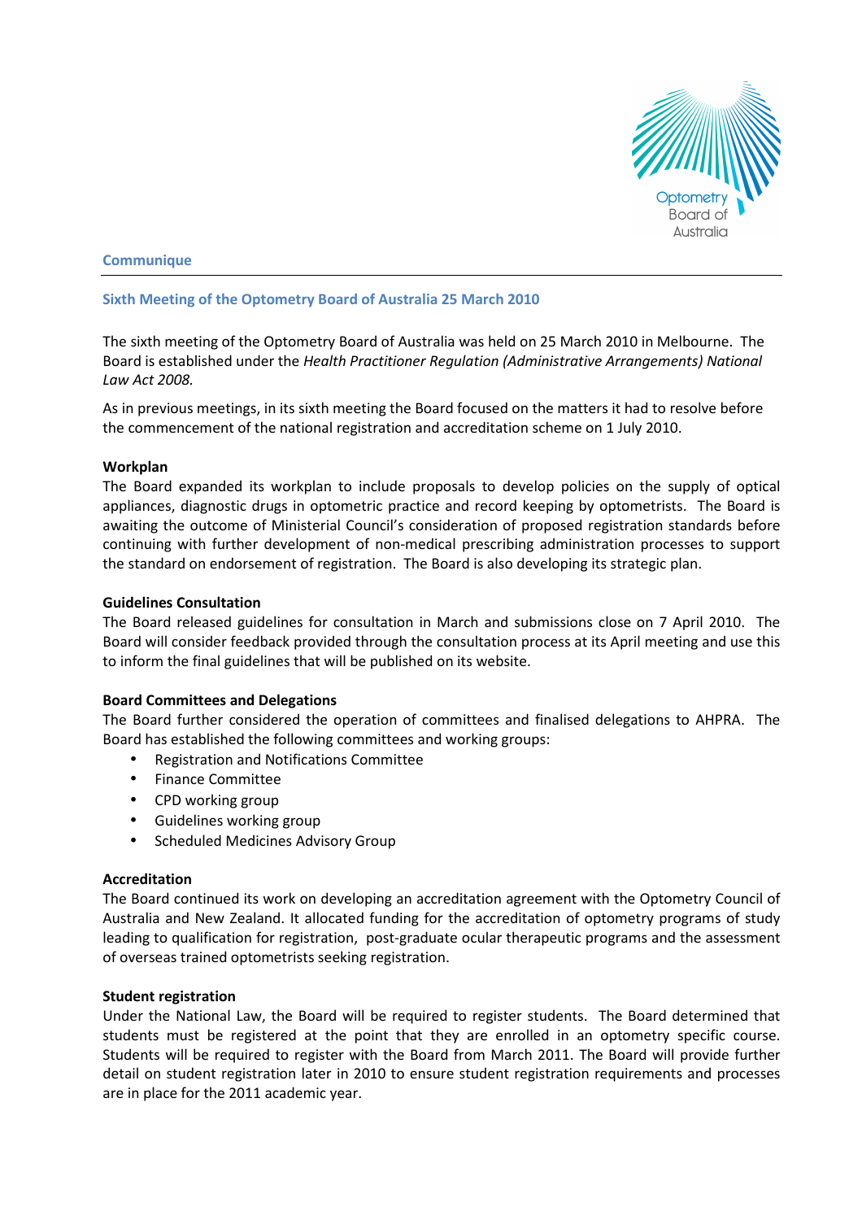Optometry Board of Australia

## Communique

### Sixth Meeting of the Optometry Board of Australia 25 March 2010

The sixth meeting of the Optometry Board of Australia was held on 25 March 2010 in Melbourne. The Board is established under the *Health Practitioner Regulation (Administrative Arrangements) National Law Act 2008.*

As in previous meetings, in its sixth meeting the Board focused on the matters it had to resolve before the commencement of the national registration and accreditation scheme on 1 July 2010.

**Workplan**

The Board expanded its workplan to include proposals to develop policies on the supply of optical appliances, diagnostic drugs in optometric practice and record keeping by optometrists. The Board is awaiting the outcome of Ministerial Council's consideration of proposed registration standards before continuing with further development of non-medical prescribing administration processes to support the standard on endorsement of registration. The Board is also developing its strategic plan.

**Guidelines Consultation**

The Board released guidelines for consultation in March and submissions close on 7 April 2010. The Board will consider feedback provided through the consultation process at its April meeting and use this to inform the final guidelines that will be published on its website.

**Board Committees and Delegations**

The Board further considered the operation of committees and finalised delegations to AHPRA. The Board has established the following committees and working groups:

- Registration and Notifications Committee
- Finance Committee
- CPD working group
- Guidelines working group
- Scheduled Medicines Advisory Group

**Accreditation**

The Board continued its work on developing an accreditation agreement with the Optometry Council of Australia and New Zealand. It allocated funding for the accreditation of optometry programs of study leading to qualification for registration, post-graduate ocular therapeutic programs and the assessment of overseas trained optometrists seeking registration.

**Student registration**

Under the National Law, the Board will be required to register students. The Board determined that students must be registered at the point that they are enrolled in an optometry specific course. Students will be required to register with the Board from March 2011. The Board will provide further detail on student registration later in 2010 to ensure student registration requirements and processes are in place for the 2011 academic year.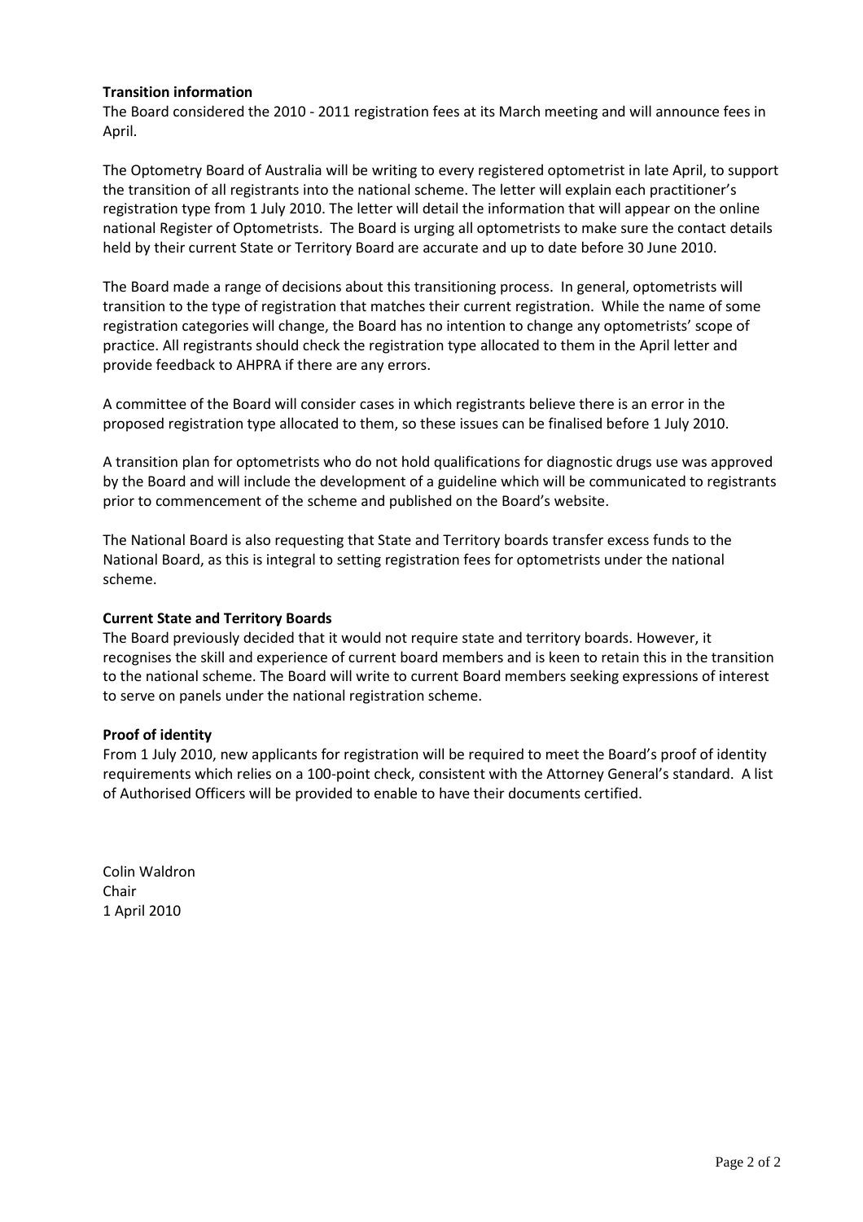**Transition information**

The Board considered the 2010 - 2011 registration fees at its March meeting and will announce fees in April.

The Optometry Board of Australia will be writing to every registered optometrist in late April, to support the transition of all registrants into the national scheme. The letter will explain each practitioner's registration type from 1 July 2010. The letter will detail the information that will appear on the online national Register of Optometrists. The Board is urging all optometrists to make sure the contact details held by their current State or Territory Board are accurate and up to date before 30 June 2010.

The Board made a range of decisions about this transitioning process. In general, optometrists will transition to the type of registration that matches their current registration. While the name of some registration categories will change, the Board has no intention to change any optometrists' scope of practice. All registrants should check the registration type allocated to them in the April letter and provide feedback to AHPRA if there are any errors.

A committee of the Board will consider cases in which registrants believe there is an error in the proposed registration type allocated to them, so these issues can be finalised before 1 July 2010.

A transition plan for optometrists who do not hold qualifications for diagnostic drugs use was approved by the Board and will include the development of a guideline which will be communicated to registrants prior to commencement of the scheme and published on the Board's website.

The National Board is also requesting that State and Territory boards transfer excess funds to the National Board, as this is integral to setting registration fees for optometrists under the national scheme.

**Current State and Territory Boards**

The Board previously decided that it would not require state and territory boards. However, it recognises the skill and experience of current board members and is keen to retain this in the transition to the national scheme. The Board will write to current Board members seeking expressions of interest to serve on panels under the national registration scheme.

**Proof of identity**

From 1 July 2010, new applicants for registration will be required to meet the Board's proof of identity requirements which relies on a 100-point check, consistent with the Attorney General's standard. A list of Authorised Officers will be provided to enable to have their documents certified.

Colin Waldron
Chair
1 April 2010